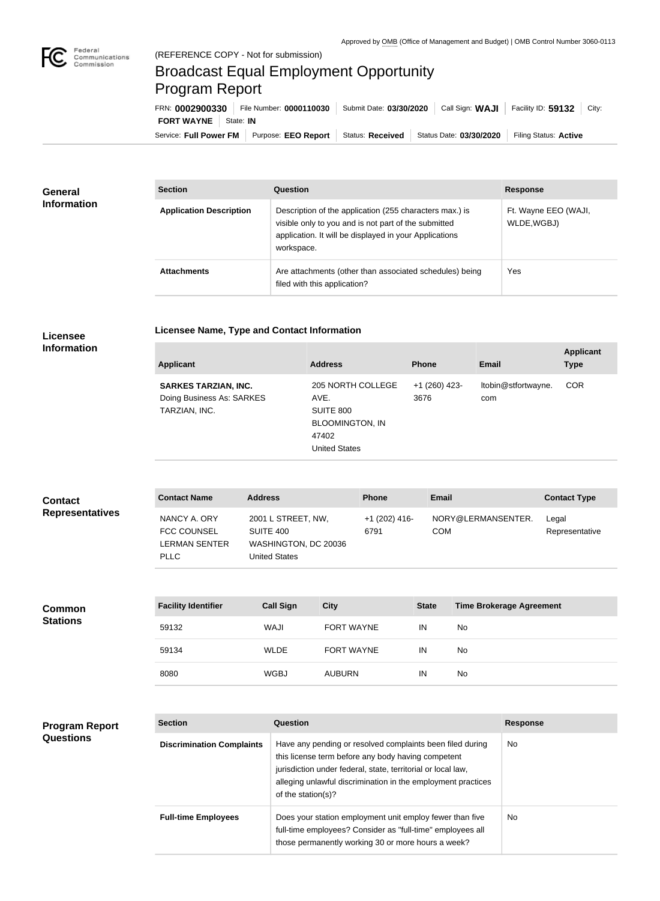Approved by OMB (Office of Management and Budget) | OMB Control Number 3060-0113

(REFERENCE COPY - Not for submission)

# Broadcast Equal Employment Opportunity Program Report

FRN: **0002900330** | File Number: **0000110030** | Submit Date: **03/30/2020** | Call Sign: **WAJI** | Facility ID: **59132** | City: **FORT WAYNE** | State: **IN**

Service: **Full Power FM** | Purpose: **EEO Report** | Status: **Received** | Status Date: **03/30/2020** | Filing Status: **Active**

## General Information

| Section | Question | Response |
| --- | --- | --- |
| **Application Description** | Description of the application (255 characters max.) is visible only to you and is not part of the submitted application. It will be displayed in your Applications workspace. | Ft. Wayne EEO (WAJI, WLDE,WGBJ) |
| **Attachments** | Are attachments (other than associated schedules) being filed with this application? | Yes |

## Licensee Information

### Licensee Name, Type and Contact Information

| Applicant | Address | Phone | Email | Applicant Type |
| --- | --- | --- | --- | --- |
| **SARKES TARZIAN, INC.** Doing Business As: SARKES TARZIAN, INC. | 205 NORTH COLLEGE AVE. SUITE 800 BLOOMINGTON, IN 47402 United States | +1 (260) 423-3676 | ltobin@stfortwayne.com | COR |

## Contact Representatives

| Contact Name | Address | Phone | Email | Contact Type |
| --- | --- | --- | --- | --- |
| NANCY A. ORY FCC COUNSEL LERMAN SENTER PLLC | 2001 L STREET, NW, SUITE 400 WASHINGTON, DC 20036 United States | +1 (202) 416-6791 | NORY@LERMANSENTER.COM | Legal Representative |

## Common Stations

| Facility Identifier | Call Sign | City | State | Time Brokerage Agreement |
| --- | --- | --- | --- | --- |
| 59132 | WAJI | FORT WAYNE | IN | No |
| 59134 | WLDE | FORT WAYNE | IN | No |
| 8080 | WGBJ | AUBURN | IN | No |

## Program Report Questions

| Section | Question | Response |
| --- | --- | --- |
| **Discrimination Complaints** | Have any pending or resolved complaints been filed during this license term before any body having competent jurisdiction under federal, state, territorial or local law, alleging unlawful discrimination in the employment practices of the station(s)? | No |
| **Full-time Employees** | Does your station employment unit employ fewer than five full-time employees? Consider as "full-time" employees all those permanently working 30 or more hours a week? | No |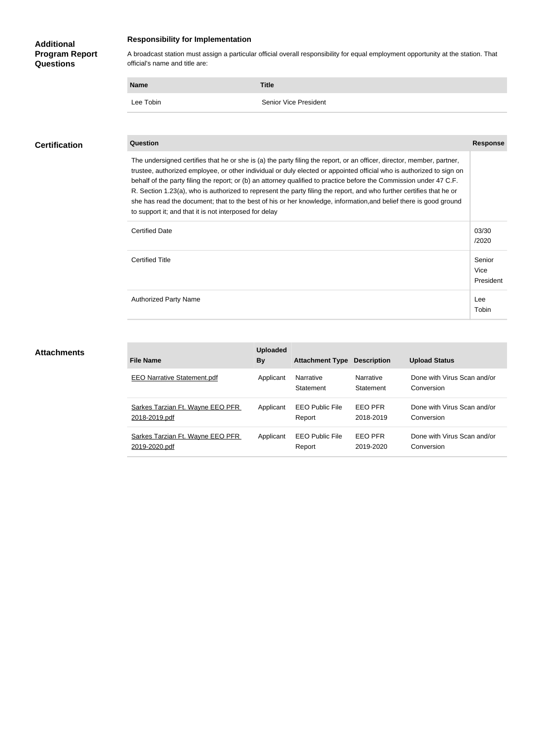## Additional Program Report Questions

### Responsibility for Implementation

A broadcast station must assign a particular official overall responsibility for equal employment opportunity at the station. That official's name and title are:

| Name | Title |
|---|---|
| Lee Tobin | Senior Vice President |

## Certification

| Question | Response |
|---|---|
| The undersigned certifies that he or she is (a) the party filing the report, or an officer, director, member, partner, trustee, authorized employee, or other individual or duly elected or appointed official who is authorized to sign on behalf of the party filing the report; or (b) an attorney qualified to practice before the Commission under 47 C.F. R. Section 1.23(a), who is authorized to represent the party filing the report, and who further certifies that he or she has read the document; that to the best of his or her knowledge, information,and belief there is good ground to support it; and that it is not interposed for delay | |
| Certified Date | 03/30 /2020 |
| Certified Title | Senior Vice President |
| Authorized Party Name | Lee Tobin |

## Attachments

| File Name | Uploaded By | Attachment Type | Description | Upload Status |
|---|---|---|---|---|
| EEO Narrative Statement.pdf | Applicant | Narrative Statement | Narrative Statement | Done with Virus Scan and/or Conversion |
| Sarkes Tarzian Ft. Wayne EEO PFR 2018-2019.pdf | Applicant | EEO Public File Report | EEO PFR 2018-2019 | Done with Virus Scan and/or Conversion |
| Sarkes Tarzian Ft. Wayne EEO PFR 2019-2020.pdf | Applicant | EEO Public File Report | EEO PFR 2019-2020 | Done with Virus Scan and/or Conversion |